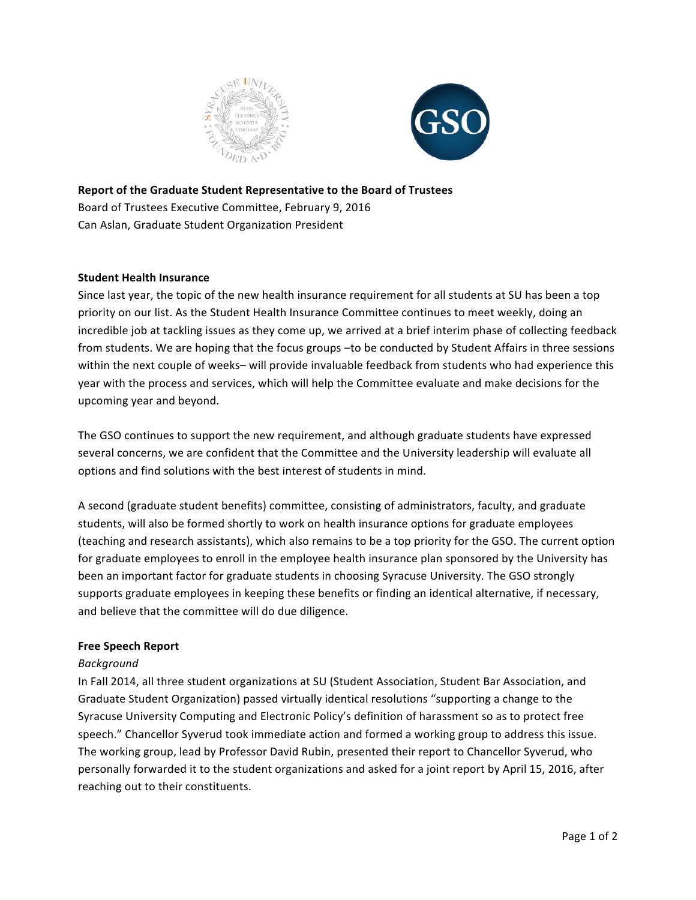**Report of the Graduate Student Representative to the Board of Trustees**
Board of Trustees Executive Committee, February 9, 2016
Can Aslan, Graduate Student Organization President

### Student Health Insurance

Since last year, the topic of the new health insurance requirement for all students at SU has been a top priority on our list. As the Student Health Insurance Committee continues to meet weekly, doing an incredible job at tackling issues as they come up, we arrived at a brief interim phase of collecting feedback from students. We are hoping that the focus groups –to be conducted by Student Affairs in three sessions within the next couple of weeks– will provide invaluable feedback from students who had experience this year with the process and services, which will help the Committee evaluate and make decisions for the upcoming year and beyond.

The GSO continues to support the new requirement, and although graduate students have expressed several concerns, we are confident that the Committee and the University leadership will evaluate all options and find solutions with the best interest of students in mind.

A second (graduate student benefits) committee, consisting of administrators, faculty, and graduate students, will also be formed shortly to work on health insurance options for graduate employees (teaching and research assistants), which also remains to be a top priority for the GSO. The current option for graduate employees to enroll in the employee health insurance plan sponsored by the University has been an important factor for graduate students in choosing Syracuse University. The GSO strongly supports graduate employees in keeping these benefits or finding an identical alternative, if necessary, and believe that the committee will do due diligence.

### Free Speech Report

*Background*

In Fall 2014, all three student organizations at SU (Student Association, Student Bar Association, and Graduate Student Organization) passed virtually identical resolutions "supporting a change to the Syracuse University Computing and Electronic Policy's definition of harassment so as to protect free speech." Chancellor Syverud took immediate action and formed a working group to address this issue. The working group, lead by Professor David Rubin, presented their report to Chancellor Syverud, who personally forwarded it to the student organizations and asked for a joint report by April 15, 2016, after reaching out to their constituents.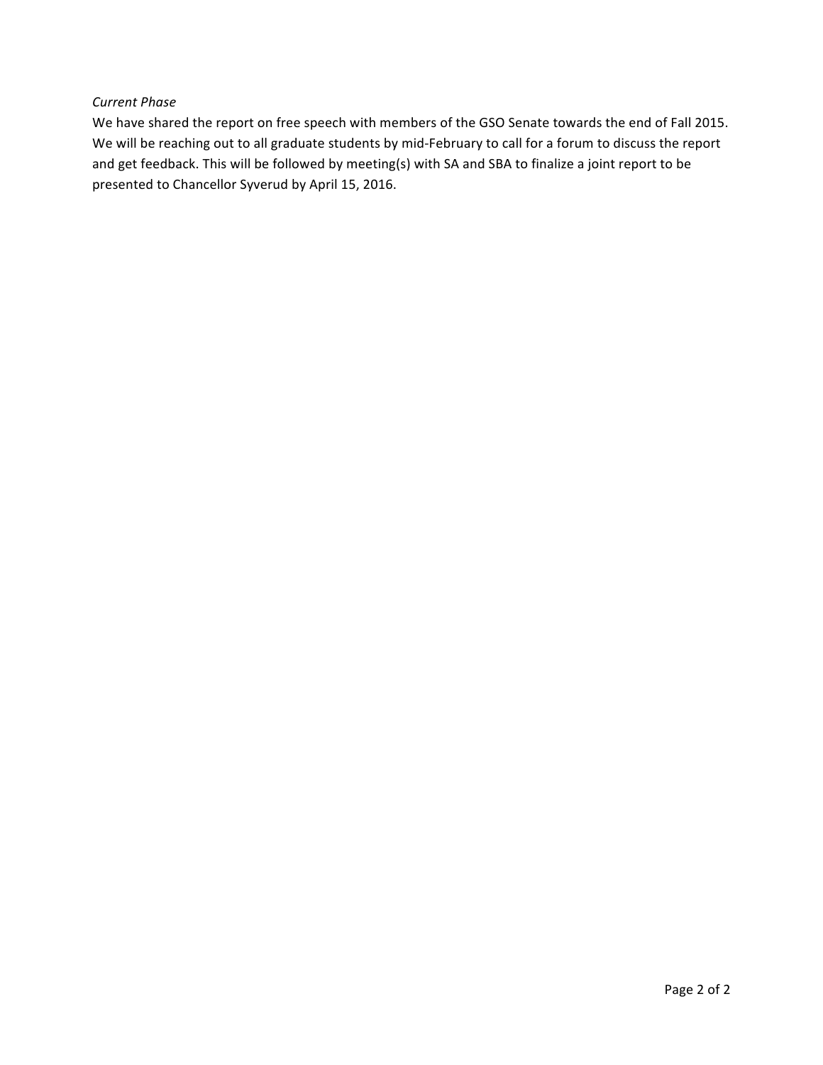*Current Phase*

We have shared the report on free speech with members of the GSO Senate towards the end of Fall 2015. We will be reaching out to all graduate students by mid-February to call for a forum to discuss the report and get feedback. This will be followed by meeting(s) with SA and SBA to finalize a joint report to be presented to Chancellor Syverud by April 15, 2016.